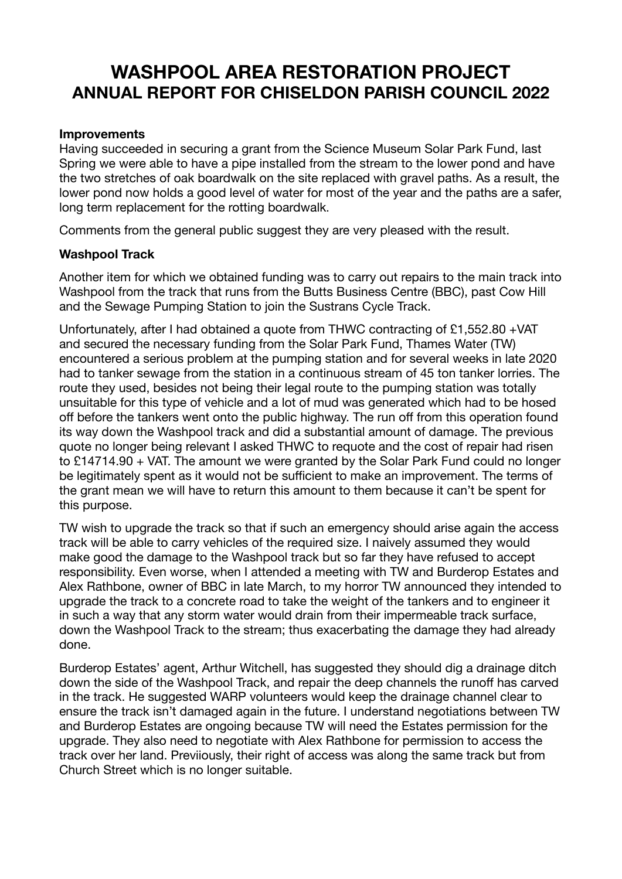# WASHPOOL AREA RESTORATION PROJECT
# ANNUAL REPORT FOR CHISELDON PARISH COUNCIL 2022

**Improvements**

Having succeeded in securing a grant from the Science Museum Solar Park Fund, last Spring we were able to have a pipe installed from the stream to the lower pond and have the two stretches of oak boardwalk on the site replaced with gravel paths. As a result, the lower pond now holds a good level of water for most of the year and the paths are a safer, long term replacement for the rotting boardwalk.

Comments from the general public suggest they are very pleased with the result.

**Washpool Track**

Another item for which we obtained funding was to carry out repairs to the main track into Washpool from the track that runs from the Butts Business Centre (BBC), past Cow Hill and the Sewage Pumping Station to join the Sustrans Cycle Track.

Unfortunately, after I had obtained a quote from THWC contracting of £1,552.80 +VAT and secured the necessary funding from the Solar Park Fund, Thames Water (TW) encountered a serious problem at the pumping station and for several weeks in late 2020 had to tanker sewage from the station in a continuous stream of 45 ton tanker lorries. The route they used, besides not being their legal route to the pumping station was totally unsuitable for this type of vehicle and a lot of mud was generated which had to be hosed off before the tankers went onto the public highway. The run off from this operation found its way down the Washpool track and did a substantial amount of damage. The previous quote no longer being relevant I asked THWC to requote and the cost of repair had risen to £14714.90 + VAT. The amount we were granted by the Solar Park Fund could no longer be legitimately spent as it would not be sufficient to make an improvement. The terms of the grant mean we will have to return this amount to them because it can't be spent for this purpose.

TW wish to upgrade the track so that if such an emergency should arise again the access track will be able to carry vehicles of the required size. I naively assumed they would make good the damage to the Washpool track but so far they have refused to accept responsibility. Even worse, when I attended a meeting with TW and Burderop Estates and Alex Rathbone, owner of BBC in late March, to my horror TW announced they intended to upgrade the track to a concrete road to take the weight of the tankers and to engineer it in such a way that any storm water would drain from their impermeable track surface, down the Washpool Track to the stream; thus exacerbating the damage they had already done.

Burderop Estates' agent, Arthur Witchell, has suggested they should dig a drainage ditch down the side of the Washpool Track, and repair the deep channels the runoff has carved in the track. He suggested WARP volunteers would keep the drainage channel clear to ensure the track isn't damaged again in the future. I understand negotiations between TW and Burderop Estates are ongoing because TW will need the Estates permission for the upgrade. They also need to negotiate with Alex Rathbone for permission to access the track over her land. Previiously, their right of access was along the same track but from Church Street which is no longer suitable.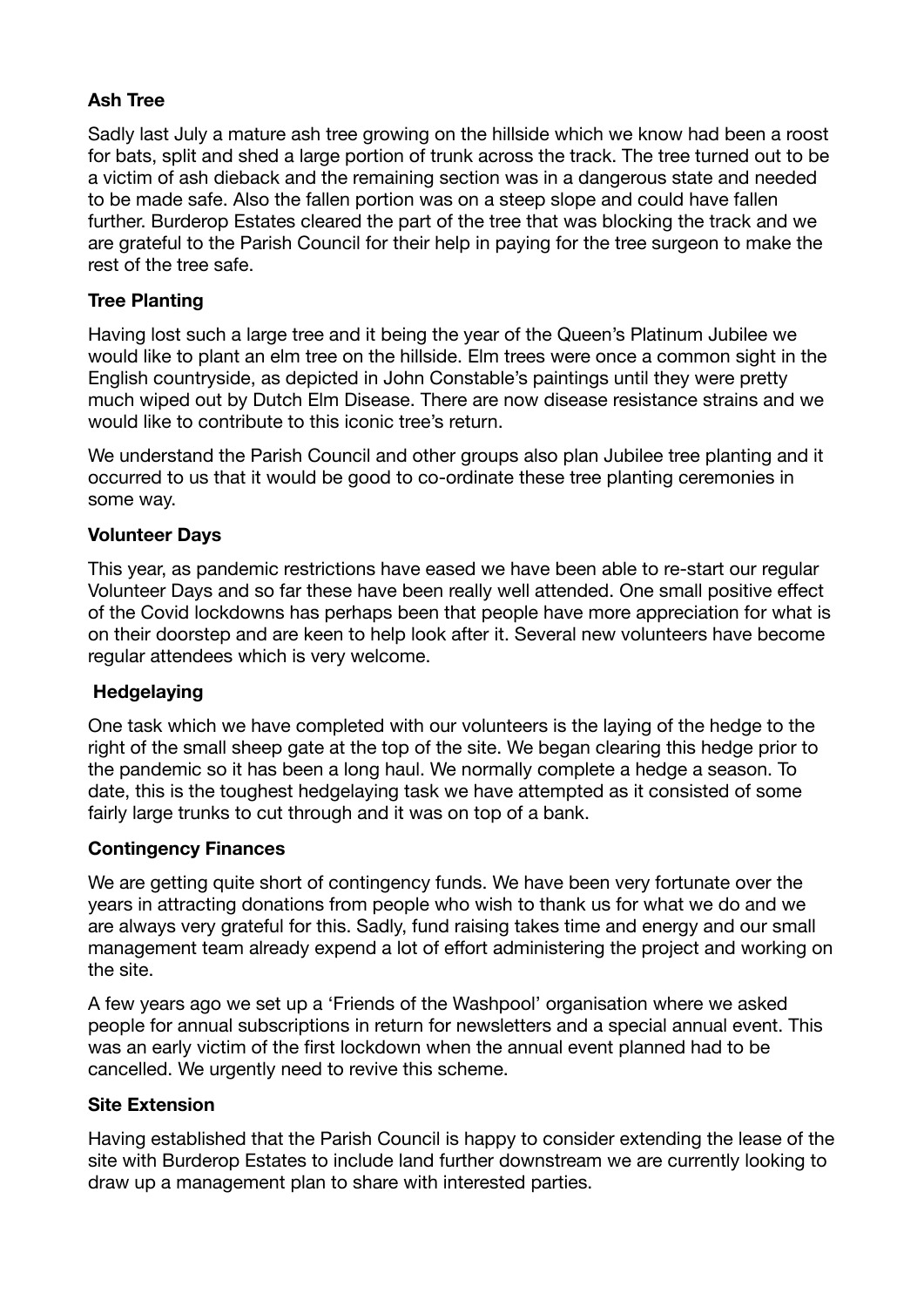**Ash Tree**

Sadly last July a mature ash tree growing on the hillside which we know had been a roost for bats, split and shed a large portion of trunk across the track. The tree turned out to be a victim of ash dieback and the remaining section was in a dangerous state and needed to be made safe. Also the fallen portion was on a steep slope and could have fallen further. Burderop Estates cleared the part of the tree that was blocking the track and we are grateful to the Parish Council for their help in paying for the tree surgeon to make the rest of the tree safe.

**Tree Planting**

Having lost such a large tree and it being the year of the Queen's Platinum Jubilee we would like to plant an elm tree on the hillside. Elm trees were once a common sight in the English countryside, as depicted in John Constable's paintings until they were pretty much wiped out by Dutch Elm Disease. There are now disease resistance strains and we would like to contribute to this iconic tree's return.

We understand the Parish Council and other groups also plan Jubilee tree planting and it occurred to us that it would be good to co-ordinate these tree planting ceremonies in some way.

**Volunteer Days**

This year, as pandemic restrictions have eased we have been able to re-start our regular Volunteer Days and so far these have been really well attended. One small positive effect of the Covid lockdowns has perhaps been that people have more appreciation for what is on their doorstep and are keen to help look after it. Several new volunteers have become regular attendees which is very welcome.

**Hedgelaying**

One task which we have completed with our volunteers is the laying of the hedge to the right of the small sheep gate at the top of the site. We began clearing this hedge prior to the pandemic so it has been a long haul. We normally complete a hedge a season. To date, this is the toughest hedgelaying task we have attempted as it consisted of some fairly large trunks to cut through and it was on top of a bank.

**Contingency Finances**

We are getting quite short of contingency funds. We have been very fortunate over the years in attracting donations from people who wish to thank us for what we do and we are always very grateful for this. Sadly, fund raising takes time and energy and our small management team already expend a lot of effort administering the project and working on the site.

A few years ago we set up a 'Friends of the Washpool' organisation where we asked people for annual subscriptions in return for newsletters and a special annual event. This was an early victim of the first lockdown when the annual event planned had to be cancelled. We urgently need to revive this scheme.

**Site Extension**

Having established that the Parish Council is happy to consider extending the lease of the site with Burderop Estates to include land further downstream we are currently looking to draw up a management plan to share with interested parties.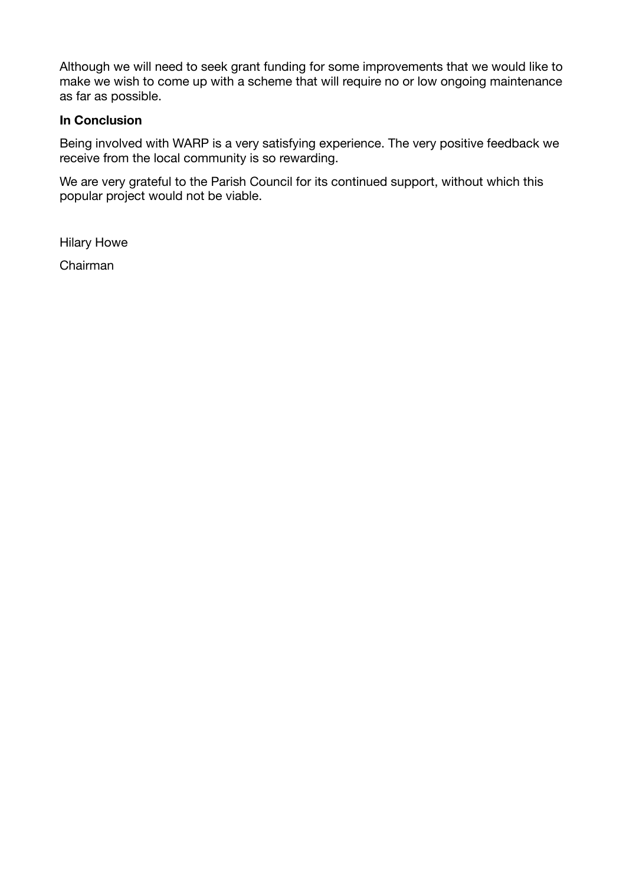Although we will need to seek grant funding for some improvements that we would like to make we wish to come up with a scheme that will require no or low ongoing maintenance as far as possible.

**In Conclusion**

Being involved with WARP is a very satisfying experience. The very positive feedback we receive from the local community is so rewarding.

We are very grateful to the Parish Council for its continued support, without which this popular project would not be viable.

Hilary Howe

Chairman